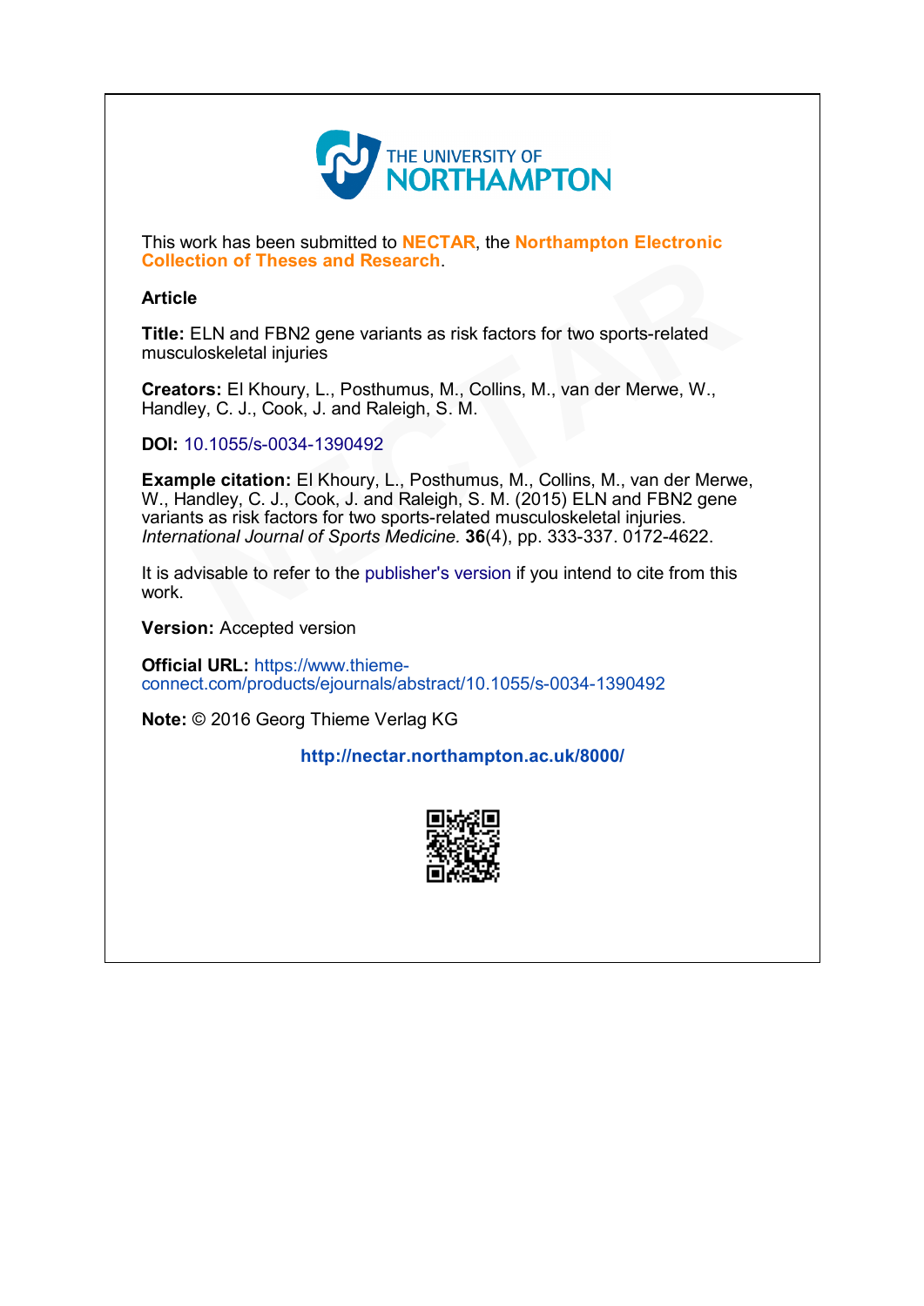THE UNIVERSITY OF NORTHAMPTON

This work has been submitted to **NECTAR**, the **Northampton Electronic Collection of Theses and Research**.

**Article**

**Title:** ELN and FBN2 gene variants as risk factors for two sports-related musculoskeletal injuries

**Creators:** El Khoury, L., Posthumus, M., Collins, M., van der Merwe, W., Handley, C. J., Cook, J. and Raleigh, S. M.

**DOI:** 10.1055/s-0034-1390492

**Example citation:** El Khoury, L., Posthumus, M., Collins, M., van der Merwe, W., Handley, C. J., Cook, J. and Raleigh, S. M. (2015) ELN and FBN2 gene variants as risk factors for two sports-related musculoskeletal injuries. *International Journal of Sports Medicine.* **36**(4), pp. 333-337. 0172-4622.

It is advisable to refer to the publisher's version if you intend to cite from this work.

**Version:** Accepted version

**Official URL:** https://www.thieme-connect.com/products/ejournals/abstract/10.1055/s-0034-1390492

**Note:** © 2016 Georg Thieme Verlag KG

**http://nectar.northampton.ac.uk/8000/**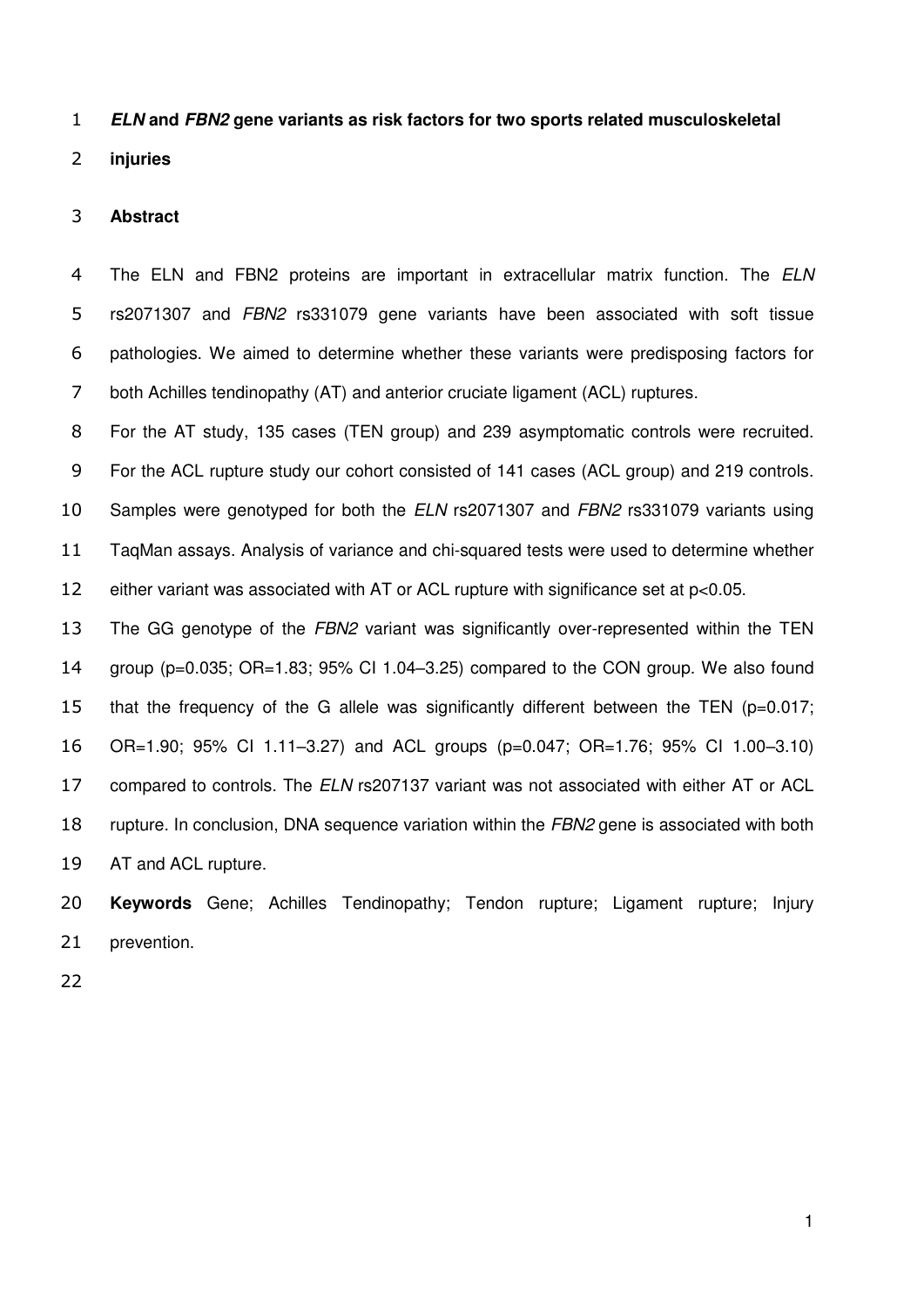***ELN* and *FBN2* gene variants as risk factors for two sports related musculoskeletal injuries**

**Abstract**

The ELN and FBN2 proteins are important in extracellular matrix function. The *ELN* rs2071307 and *FBN2* rs331079 gene variants have been associated with soft tissue pathologies. We aimed to determine whether these variants were predisposing factors for both Achilles tendinopathy (AT) and anterior cruciate ligament (ACL) ruptures.

For the AT study, 135 cases (TEN group) and 239 asymptomatic controls were recruited. For the ACL rupture study our cohort consisted of 141 cases (ACL group) and 219 controls. Samples were genotyped for both the *ELN* rs2071307 and *FBN2* rs331079 variants using TaqMan assays. Analysis of variance and chi-squared tests were used to determine whether either variant was associated with AT or ACL rupture with significance set at $p<0.05$.

The GG genotype of the *FBN2* variant was significantly over-represented within the TEN group ($p=0.035$; OR=1.83; 95% CI 1.04–3.25) compared to the CON group. We also found that the frequency of the G allele was significantly different between the TEN ($p=0.017$; OR=1.90; 95% CI 1.11–3.27) and ACL groups ($p=0.047$; OR=1.76; 95% CI 1.00–3.10) compared to controls. The *ELN* rs207137 variant was not associated with either AT or ACL rupture. In conclusion, DNA sequence variation within the *FBN2* gene is associated with both AT and ACL rupture.

**Keywords** Gene; Achilles Tendinopathy; Tendon rupture; Ligament rupture; Injury prevention.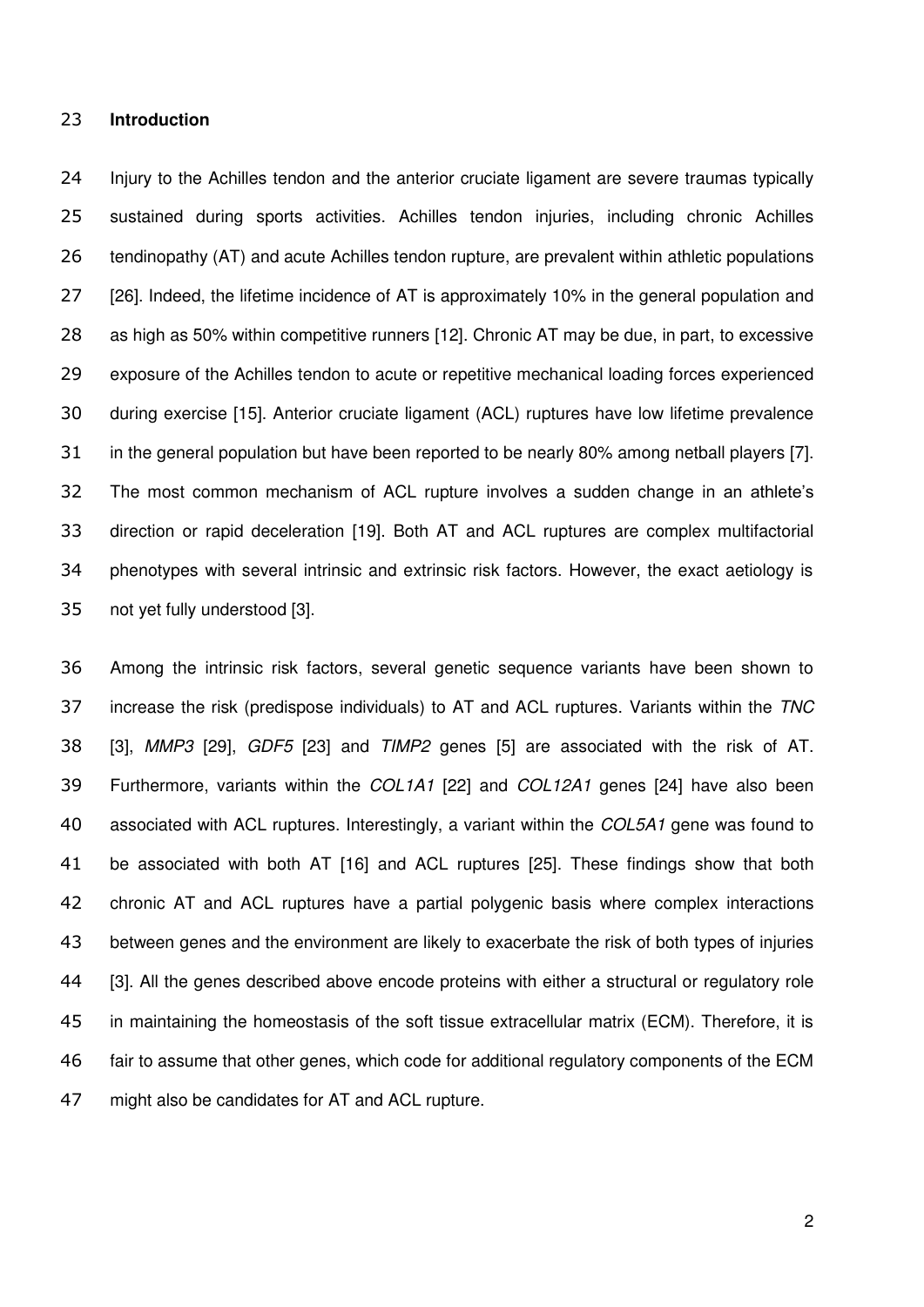## Introduction

Injury to the Achilles tendon and the anterior cruciate ligament are severe traumas typically sustained during sports activities. Achilles tendon injuries, including chronic Achilles tendinopathy (AT) and acute Achilles tendon rupture, are prevalent within athletic populations [26]. Indeed, the lifetime incidence of AT is approximately 10% in the general population and as high as 50% within competitive runners [12]. Chronic AT may be due, in part, to excessive exposure of the Achilles tendon to acute or repetitive mechanical loading forces experienced during exercise [15]. Anterior cruciate ligament (ACL) ruptures have low lifetime prevalence in the general population but have been reported to be nearly 80% among netball players [7]. The most common mechanism of ACL rupture involves a sudden change in an athlete's direction or rapid deceleration [19]. Both AT and ACL ruptures are complex multifactorial phenotypes with several intrinsic and extrinsic risk factors. However, the exact aetiology is not yet fully understood [3].

Among the intrinsic risk factors, several genetic sequence variants have been shown to increase the risk (predispose individuals) to AT and ACL ruptures. Variants within the *TNC* [3], *MMP3* [29], *GDF5* [23] and *TIMP2* genes [5] are associated with the risk of AT. Furthermore, variants within the *COL1A1* [22] and *COL12A1* genes [24] have also been associated with ACL ruptures. Interestingly, a variant within the *COL5A1* gene was found to be associated with both AT [16] and ACL ruptures [25]. These findings show that both chronic AT and ACL ruptures have a partial polygenic basis where complex interactions between genes and the environment are likely to exacerbate the risk of both types of injuries [3]. All the genes described above encode proteins with either a structural or regulatory role in maintaining the homeostasis of the soft tissue extracellular matrix (ECM). Therefore, it is fair to assume that other genes, which code for additional regulatory components of the ECM might also be candidates for AT and ACL rupture.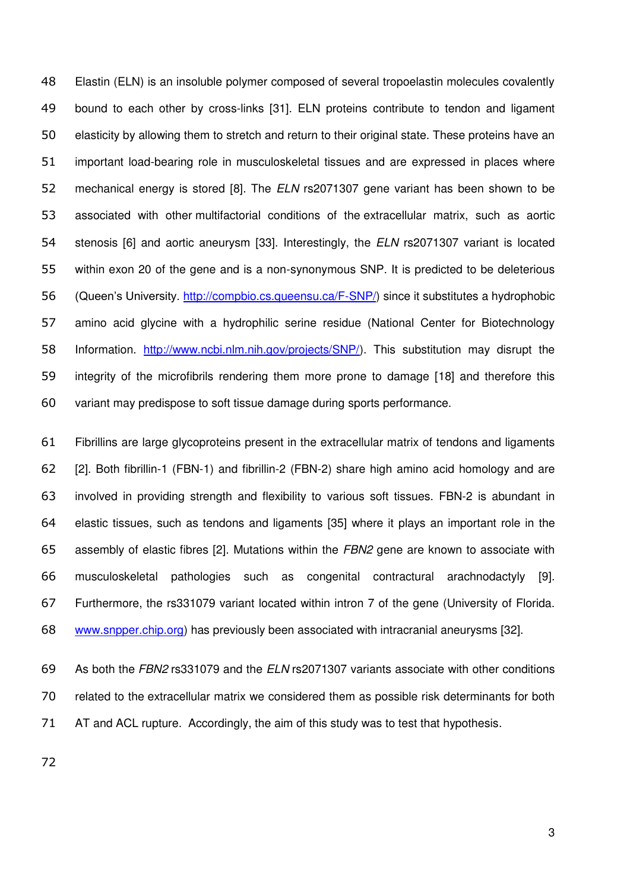Elastin (ELN) is an insoluble polymer composed of several tropoelastin molecules covalently bound to each other by cross-links [31]. ELN proteins contribute to tendon and ligament elasticity by allowing them to stretch and return to their original state. These proteins have an important load-bearing role in musculoskeletal tissues and are expressed in places where mechanical energy is stored [8]. The *ELN* rs2071307 gene variant has been shown to be associated with other multifactorial conditions of the extracellular matrix, such as aortic stenosis [6] and aortic aneurysm [33]. Interestingly, the *ELN* rs2071307 variant is located within exon 20 of the gene and is a non-synonymous SNP. It is predicted to be deleterious (Queen's University. http://compbio.cs.queensu.ca/F-SNP/) since it substitutes a hydrophobic amino acid glycine with a hydrophilic serine residue (National Center for Biotechnology Information. http://www.ncbi.nlm.nih.gov/projects/SNP/). This substitution may disrupt the integrity of the microfibrils rendering them more prone to damage [18] and therefore this variant may predispose to soft tissue damage during sports performance.

Fibrillins are large glycoproteins present in the extracellular matrix of tendons and ligaments [2]. Both fibrillin-1 (FBN-1) and fibrillin-2 (FBN-2) share high amino acid homology and are involved in providing strength and flexibility to various soft tissues. FBN-2 is abundant in elastic tissues, such as tendons and ligaments [35] where it plays an important role in the assembly of elastic fibres [2]. Mutations within the *FBN2* gene are known to associate with musculoskeletal pathologies such as congenital contractural arachnodactyly [9]. Furthermore, the rs331079 variant located within intron 7 of the gene (University of Florida. www.snpper.chip.org) has previously been associated with intracranial aneurysms [32].

As both the *FBN2* rs331079 and the *ELN* rs2071307 variants associate with other conditions related to the extracellular matrix we considered them as possible risk determinants for both AT and ACL rupture. Accordingly, the aim of this study was to test that hypothesis.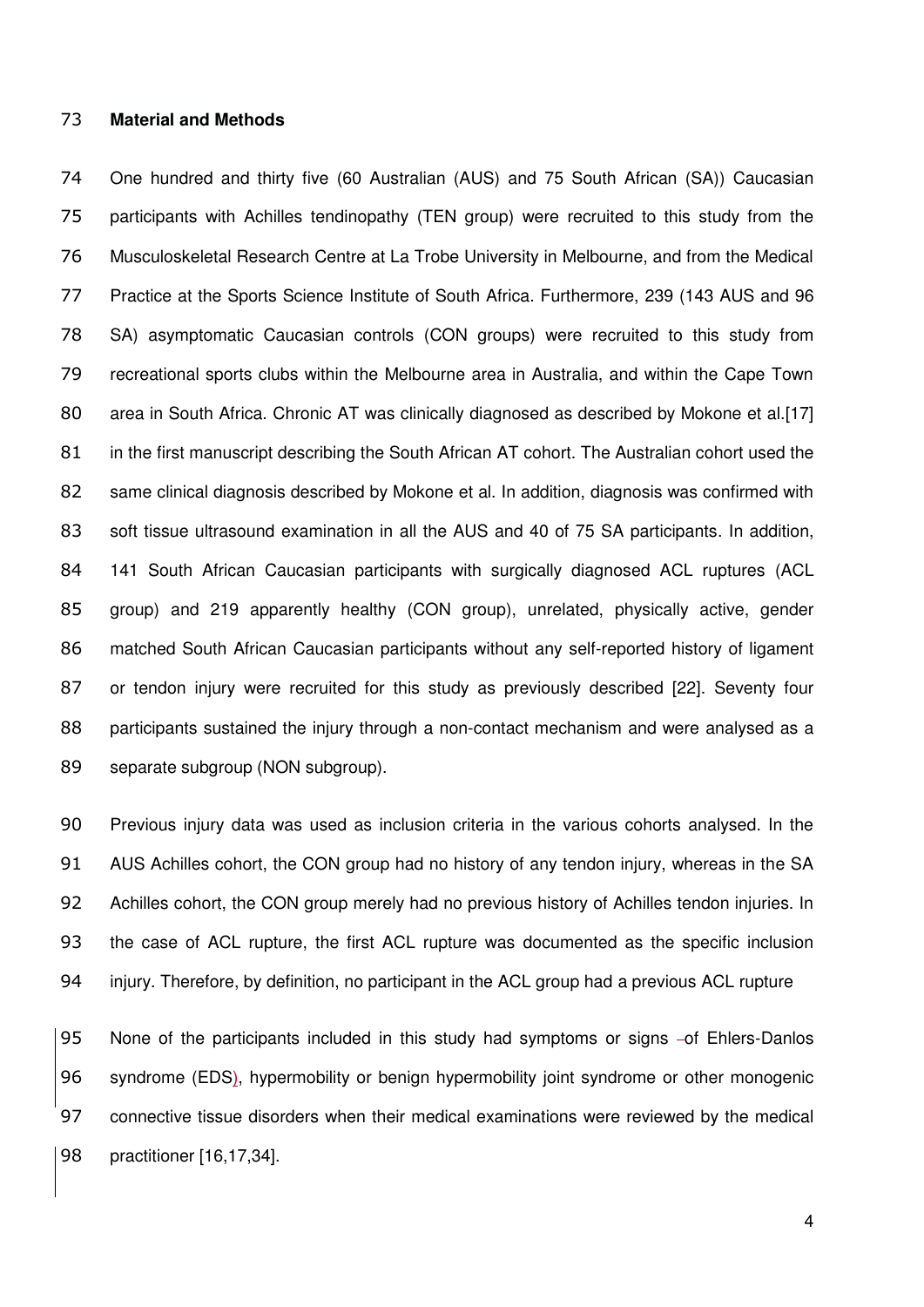**Material and Methods**

One hundred and thirty five (60 Australian (AUS) and 75 South African (SA)) Caucasian participants with Achilles tendinopathy (TEN group) were recruited to this study from the Musculoskeletal Research Centre at La Trobe University in Melbourne, and from the Medical Practice at the Sports Science Institute of South Africa. Furthermore, 239 (143 AUS and 96 SA) asymptomatic Caucasian controls (CON groups) were recruited to this study from recreational sports clubs within the Melbourne area in Australia, and within the Cape Town area in South Africa. Chronic AT was clinically diagnosed as described by Mokone et al.[17] in the first manuscript describing the South African AT cohort. The Australian cohort used the same clinical diagnosis described by Mokone et al. In addition, diagnosis was confirmed with soft tissue ultrasound examination in all the AUS and 40 of 75 SA participants. In addition, 141 South African Caucasian participants with surgically diagnosed ACL ruptures (ACL group) and 219 apparently healthy (CON group), unrelated, physically active, gender matched South African Caucasian participants without any self-reported history of ligament or tendon injury were recruited for this study as previously described [22]. Seventy four participants sustained the injury through a non-contact mechanism and were analysed as a separate subgroup (NON subgroup).

Previous injury data was used as inclusion criteria in the various cohorts analysed. In the AUS Achilles cohort, the CON group had no history of any tendon injury, whereas in the SA Achilles cohort, the CON group merely had no previous history of Achilles tendon injuries. In the case of ACL rupture, the first ACL rupture was documented as the specific inclusion injury. Therefore, by definition, no participant in the ACL group had a previous ACL rupture

None of the participants included in this study had symptoms or signs of Ehlers-Danlos syndrome (EDS), hypermobility or benign hypermobility joint syndrome or other monogenic connective tissue disorders when their medical examinations were reviewed by the medical practitioner [16,17,34].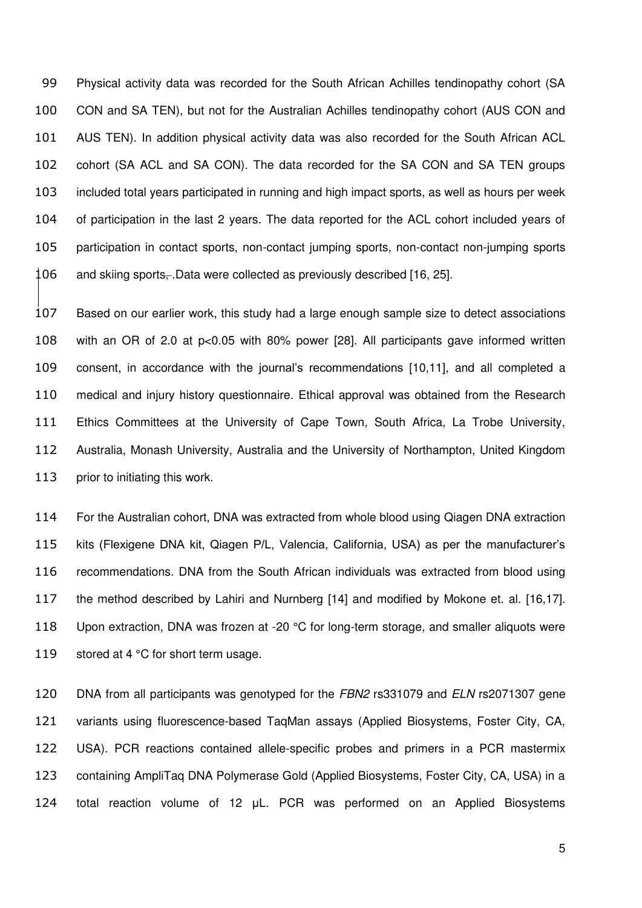Physical activity data was recorded for the South African Achilles tendinopathy cohort (SA CON and SA TEN), but not for the Australian Achilles tendinopathy cohort (AUS CON and AUS TEN). In addition physical activity data was also recorded for the South African ACL cohort (SA ACL and SA CON). The data recorded for the SA CON and SA TEN groups included total years participated in running and high impact sports, as well as hours per week of participation in the last 2 years. The data reported for the ACL cohort included years of participation in contact sports, non-contact jumping sports, non-contact non-jumping sports and skiing sports, .Data were collected as previously described [16, 25].

Based on our earlier work, this study had a large enough sample size to detect associations with an OR of 2.0 at p<0.05 with 80% power [28]. All participants gave informed written consent, in accordance with the journal's recommendations [10,11], and all completed a medical and injury history questionnaire. Ethical approval was obtained from the Research Ethics Committees at the University of Cape Town, South Africa, La Trobe University, Australia, Monash University, Australia and the University of Northampton, United Kingdom prior to initiating this work.

For the Australian cohort, DNA was extracted from whole blood using Qiagen DNA extraction kits (Flexigene DNA kit, Qiagen P/L, Valencia, California, USA) as per the manufacturer's recommendations. DNA from the South African individuals was extracted from blood using the method described by Lahiri and Nurnberg [14] and modified by Mokone et. al. [16,17]. Upon extraction, DNA was frozen at -20 °C for long-term storage, and smaller aliquots were stored at 4 °C for short term usage.

DNA from all participants was genotyped for the *FBN2* rs331079 and *ELN* rs2071307 gene variants using fluorescence-based TaqMan assays (Applied Biosystems, Foster City, CA, USA). PCR reactions contained allele-specific probes and primers in a PCR mastermix containing AmpliTaq DNA Polymerase Gold (Applied Biosystems, Foster City, CA, USA) in a total reaction volume of 12 μL. PCR was performed on an Applied Biosystems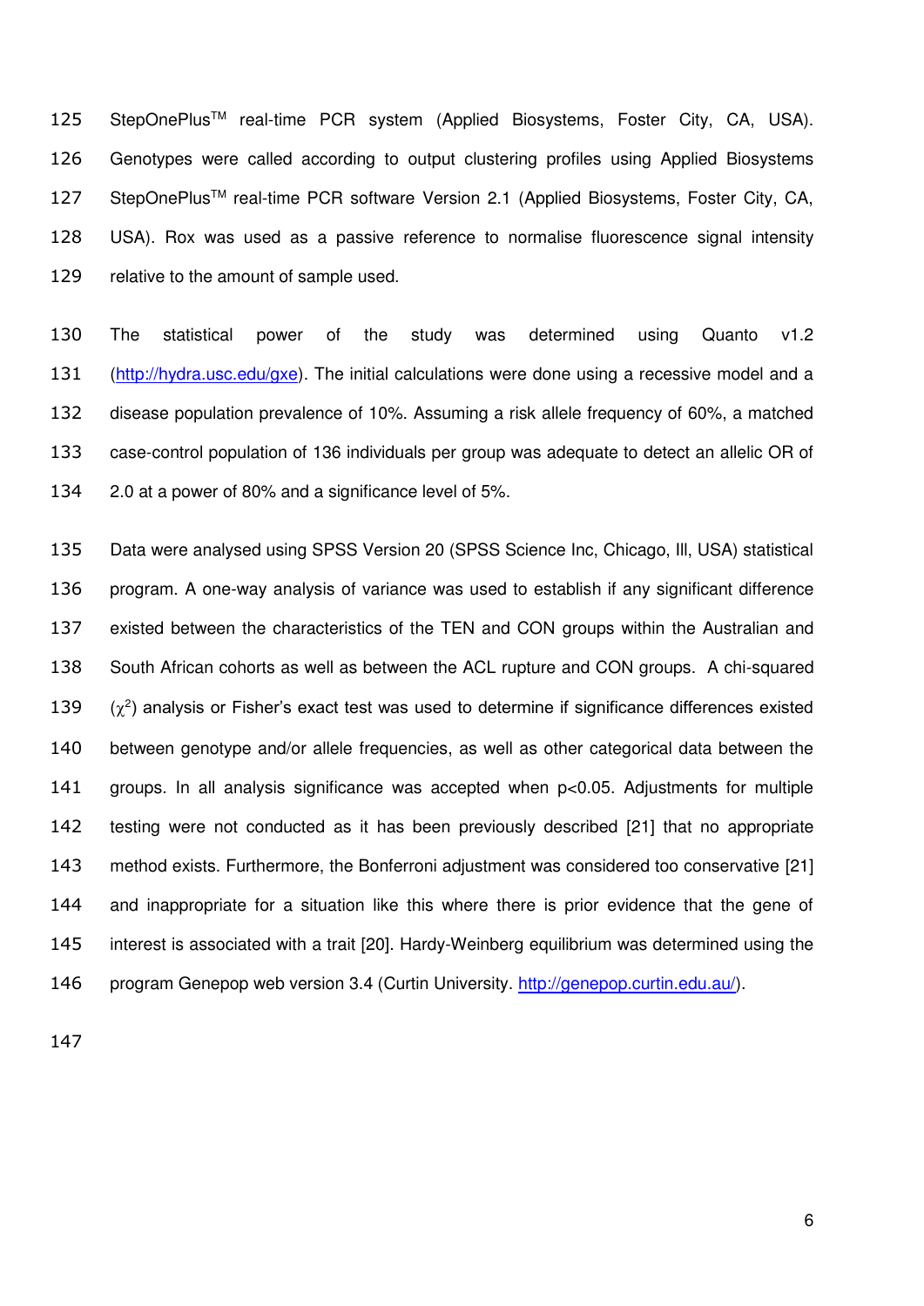StepOnePlus™ real-time PCR system (Applied Biosystems, Foster City, CA, USA). Genotypes were called according to output clustering profiles using Applied Biosystems StepOnePlus™ real-time PCR software Version 2.1 (Applied Biosystems, Foster City, CA, USA). Rox was used as a passive reference to normalise fluorescence signal intensity relative to the amount of sample used.

The statistical power of the study was determined using Quanto v1.2 (http://hydra.usc.edu/gxe). The initial calculations were done using a recessive model and a disease population prevalence of 10%. Assuming a risk allele frequency of 60%, a matched case-control population of 136 individuals per group was adequate to detect an allelic OR of 2.0 at a power of 80% and a significance level of 5%.

Data were analysed using SPSS Version 20 (SPSS Science Inc, Chicago, Ill, USA) statistical program. A one-way analysis of variance was used to establish if any significant difference existed between the characteristics of the TEN and CON groups within the Australian and South African cohorts as well as between the ACL rupture and CON groups. A chi-squared ($\chi^2$) analysis or Fisher's exact test was used to determine if significance differences existed between genotype and/or allele frequencies, as well as other categorical data between the groups. In all analysis significance was accepted when $p<0.05$. Adjustments for multiple testing were not conducted as it has been previously described [21] that no appropriate method exists. Furthermore, the Bonferroni adjustment was considered too conservative [21] and inappropriate for a situation like this where there is prior evidence that the gene of interest is associated with a trait [20]. Hardy-Weinberg equilibrium was determined using the program Genepop web version 3.4 (Curtin University. http://genepop.curtin.edu.au/).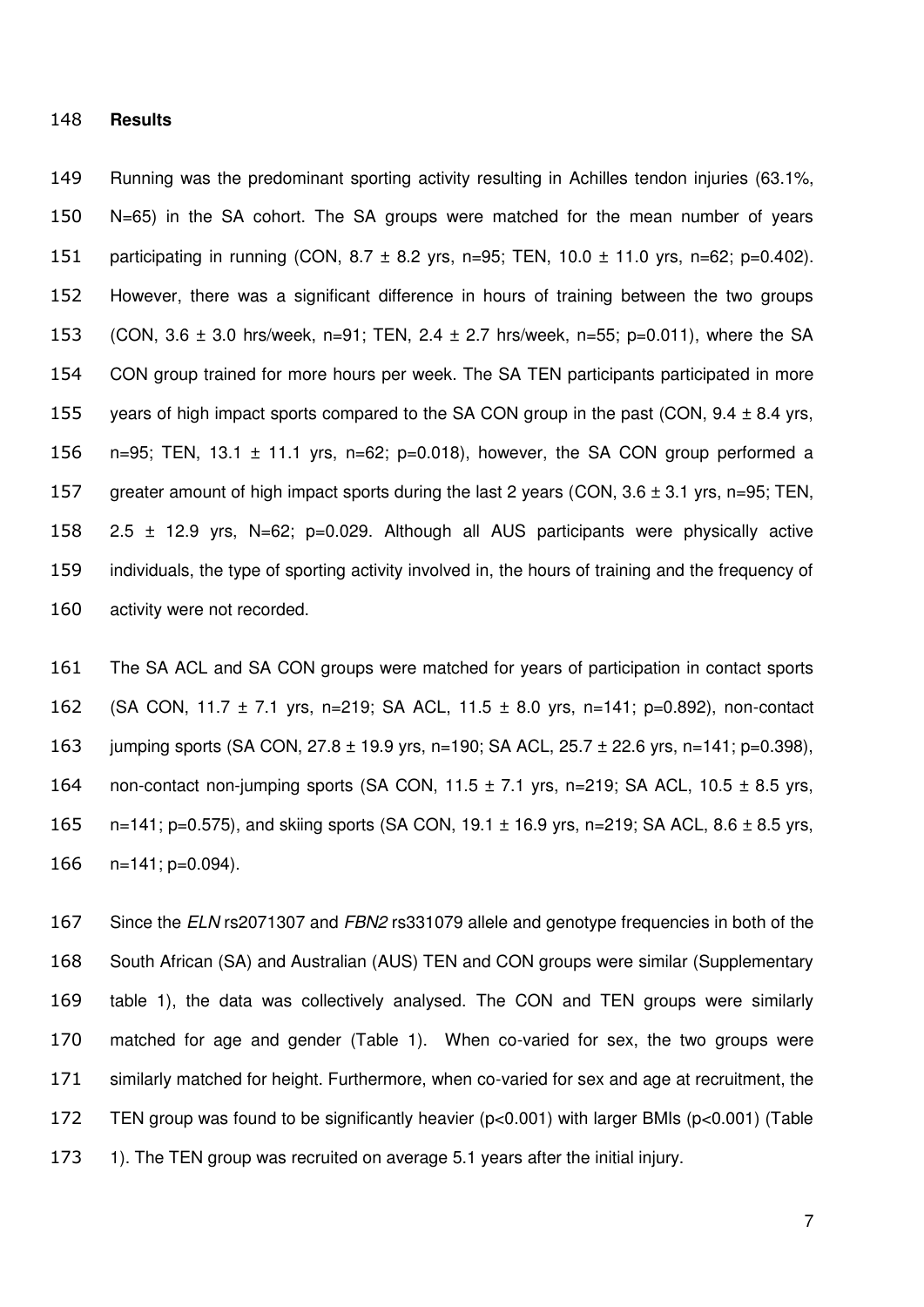## Results

Running was the predominant sporting activity resulting in Achilles tendon injuries (63.1%, N=65) in the SA cohort. The SA groups were matched for the mean number of years participating in running (CON, 8.7 ± 8.2 yrs, n=95; TEN, 10.0 ± 11.0 yrs, n=62; p=0.402). However, there was a significant difference in hours of training between the two groups (CON, 3.6 ± 3.0 hrs/week, n=91; TEN, 2.4 ± 2.7 hrs/week, n=55; p=0.011), where the SA CON group trained for more hours per week. The SA TEN participants participated in more years of high impact sports compared to the SA CON group in the past (CON, 9.4 ± 8.4 yrs, n=95; TEN, 13.1 ± 11.1 yrs, n=62; p=0.018), however, the SA CON group performed a greater amount of high impact sports during the last 2 years (CON, 3.6 ± 3.1 yrs, n=95; TEN, 2.5 ± 12.9 yrs, N=62; p=0.029. Although all AUS participants were physically active individuals, the type of sporting activity involved in, the hours of training and the frequency of activity were not recorded.

The SA ACL and SA CON groups were matched for years of participation in contact sports (SA CON, 11.7 ± 7.1 yrs, n=219; SA ACL, 11.5 ± 8.0 yrs, n=141; p=0.892), non-contact jumping sports (SA CON, 27.8 ± 19.9 yrs, n=190; SA ACL, 25.7 ± 22.6 yrs, n=141; p=0.398), non-contact non-jumping sports (SA CON, 11.5 ± 7.1 yrs, n=219; SA ACL, 10.5 ± 8.5 yrs, n=141; p=0.575), and skiing sports (SA CON, 19.1 ± 16.9 yrs, n=219; SA ACL, 8.6 ± 8.5 yrs, n=141; p=0.094).

Since the *ELN* rs2071307 and *FBN2* rs331079 allele and genotype frequencies in both of the South African (SA) and Australian (AUS) TEN and CON groups were similar (Supplementary table 1), the data was collectively analysed. The CON and TEN groups were similarly matched for age and gender (Table 1). When co-varied for sex, the two groups were similarly matched for height. Furthermore, when co-varied for sex and age at recruitment, the TEN group was found to be significantly heavier (p<0.001) with larger BMIs (p<0.001) (Table 1). The TEN group was recruited on average 5.1 years after the initial injury.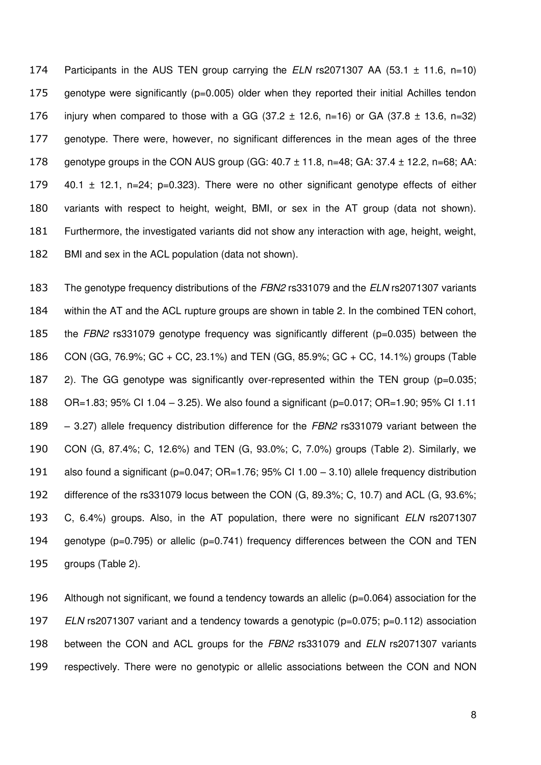Participants in the AUS TEN group carrying the *ELN* rs2071307 AA (53.1 ± 11.6, n=10) genotype were significantly (p=0.005) older when they reported their initial Achilles tendon injury when compared to those with a GG (37.2 ± 12.6, n=16) or GA (37.8 ± 13.6, n=32) genotype. There were, however, no significant differences in the mean ages of the three genotype groups in the CON AUS group (GG: 40.7 ± 11.8, n=48; GA: 37.4 ± 12.2, n=68; AA: 40.1 ± 12.1, n=24; p=0.323). There were no other significant genotype effects of either variants with respect to height, weight, BMI, or sex in the AT group (data not shown). Furthermore, the investigated variants did not show any interaction with age, height, weight, BMI and sex in the ACL population (data not shown).

The genotype frequency distributions of the *FBN2* rs331079 and the *ELN* rs2071307 variants within the AT and the ACL rupture groups are shown in table 2. In the combined TEN cohort, the *FBN2* rs331079 genotype frequency was significantly different (p=0.035) between the CON (GG, 76.9%; GC + CC, 23.1%) and TEN (GG, 85.9%; GC + CC, 14.1%) groups (Table 2). The GG genotype was significantly over-represented within the TEN group (p=0.035; OR=1.83; 95% CI 1.04 – 3.25). We also found a significant (p=0.017; OR=1.90; 95% CI 1.11 – 3.27) allele frequency distribution difference for the *FBN2* rs331079 variant between the CON (G, 87.4%; C, 12.6%) and TEN (G, 93.0%; C, 7.0%) groups (Table 2). Similarly, we also found a significant (p=0.047; OR=1.76; 95% CI 1.00 – 3.10) allele frequency distribution difference of the rs331079 locus between the CON (G, 89.3%; C, 10.7) and ACL (G, 93.6%; C, 6.4%) groups. Also, in the AT population, there were no significant *ELN* rs2071307 genotype (p=0.795) or allelic (p=0.741) frequency differences between the CON and TEN groups (Table 2).

Although not significant, we found a tendency towards an allelic (p=0.064) association for the *ELN* rs2071307 variant and a tendency towards a genotypic (p=0.075; p=0.112) association between the CON and ACL groups for the *FBN2* rs331079 and *ELN* rs2071307 variants respectively. There were no genotypic or allelic associations between the CON and NON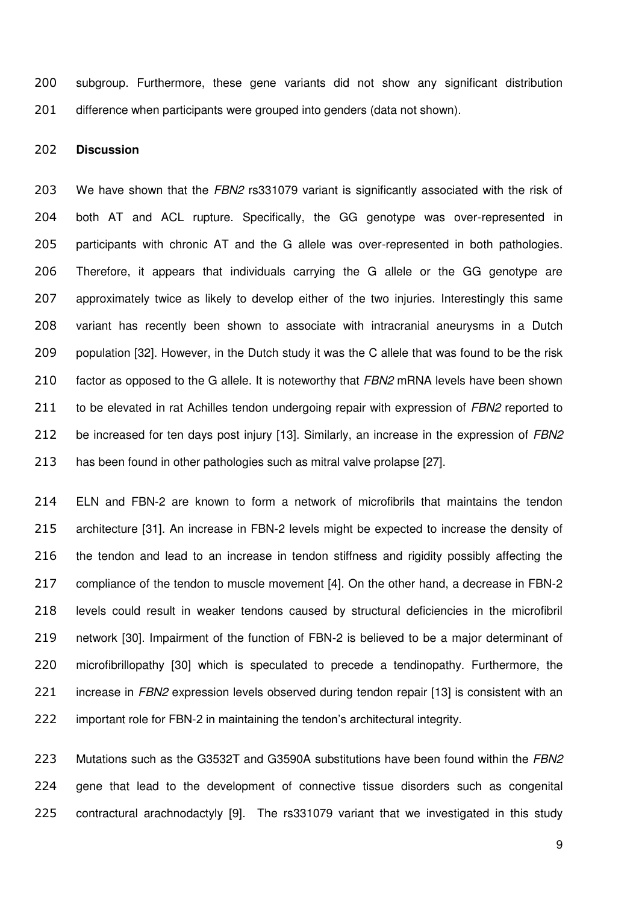subgroup. Furthermore, these gene variants did not show any significant distribution difference when participants were grouped into genders (data not shown).

## Discussion

We have shown that the *FBN2* rs331079 variant is significantly associated with the risk of both AT and ACL rupture. Specifically, the GG genotype was over-represented in participants with chronic AT and the G allele was over-represented in both pathologies. Therefore, it appears that individuals carrying the G allele or the GG genotype are approximately twice as likely to develop either of the two injuries. Interestingly this same variant has recently been shown to associate with intracranial aneurysms in a Dutch population [32]. However, in the Dutch study it was the C allele that was found to be the risk factor as opposed to the G allele. It is noteworthy that *FBN2* mRNA levels have been shown to be elevated in rat Achilles tendon undergoing repair with expression of *FBN2* reported to be increased for ten days post injury [13]. Similarly, an increase in the expression of *FBN2* has been found in other pathologies such as mitral valve prolapse [27].

ELN and FBN-2 are known to form a network of microfibrils that maintains the tendon architecture [31]. An increase in FBN-2 levels might be expected to increase the density of the tendon and lead to an increase in tendon stiffness and rigidity possibly affecting the compliance of the tendon to muscle movement [4]. On the other hand, a decrease in FBN-2 levels could result in weaker tendons caused by structural deficiencies in the microfibril network [30]. Impairment of the function of FBN-2 is believed to be a major determinant of microfibrillopathy [30] which is speculated to precede a tendinopathy. Furthermore, the increase in *FBN2* expression levels observed during tendon repair [13] is consistent with an important role for FBN-2 in maintaining the tendon's architectural integrity.

Mutations such as the G3532T and G3590A substitutions have been found within the *FBN2* gene that lead to the development of connective tissue disorders such as congenital contractural arachnodactyly [9]. The rs331079 variant that we investigated in this study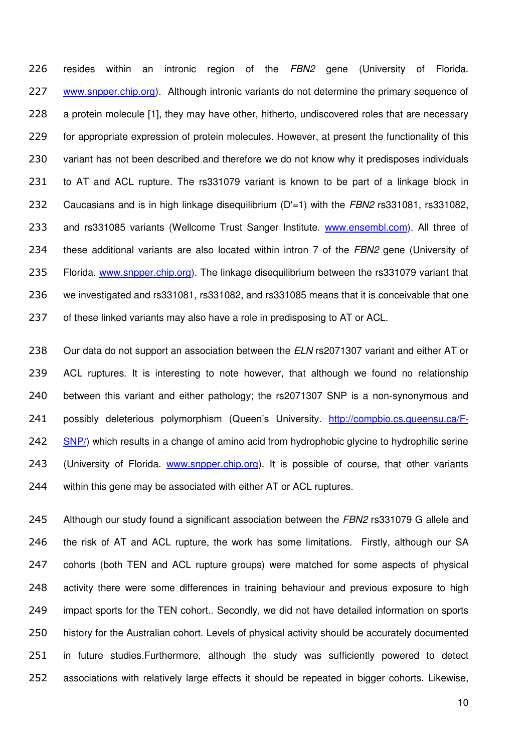resides within an intronic region of the *FBN2* gene (University of Florida. www.snpper.chip.org). Although intronic variants do not determine the primary sequence of a protein molecule [1], they may have other, hitherto, undiscovered roles that are necessary for appropriate expression of protein molecules. However, at present the functionality of this variant has not been described and therefore we do not know why it predisposes individuals to AT and ACL rupture. The rs331079 variant is known to be part of a linkage block in Caucasians and is in high linkage disequilibrium (D'=1) with the *FBN2* rs331081, rs331082, and rs331085 variants (Wellcome Trust Sanger Institute. www.ensembl.com). All three of these additional variants are also located within intron 7 of the *FBN2* gene (University of Florida. www.snpper.chip.org). The linkage disequilibrium between the rs331079 variant that we investigated and rs331081, rs331082, and rs331085 means that it is conceivable that one of these linked variants may also have a role in predisposing to AT or ACL.

Our data do not support an association between the *ELN* rs2071307 variant and either AT or ACL ruptures. It is interesting to note however, that although we found no relationship between this variant and either pathology; the rs2071307 SNP is a non-synonymous and possibly deleterious polymorphism (Queen's University. http://compbio.cs.queensu.ca/F-SNP/) which results in a change of amino acid from hydrophobic glycine to hydrophilic serine (University of Florida. www.snpper.chip.org). It is possible of course, that other variants within this gene may be associated with either AT or ACL ruptures.

Although our study found a significant association between the *FBN2* rs331079 G allele and the risk of AT and ACL rupture, the work has some limitations. Firstly, although our SA cohorts (both TEN and ACL rupture groups) were matched for some aspects of physical activity there were some differences in training behaviour and previous exposure to high impact sports for the TEN cohort.. Secondly, we did not have detailed information on sports history for the Australian cohort. Levels of physical activity should be accurately documented in future studies.Furthermore, although the study was sufficiently powered to detect associations with relatively large effects it should be repeated in bigger cohorts. Likewise,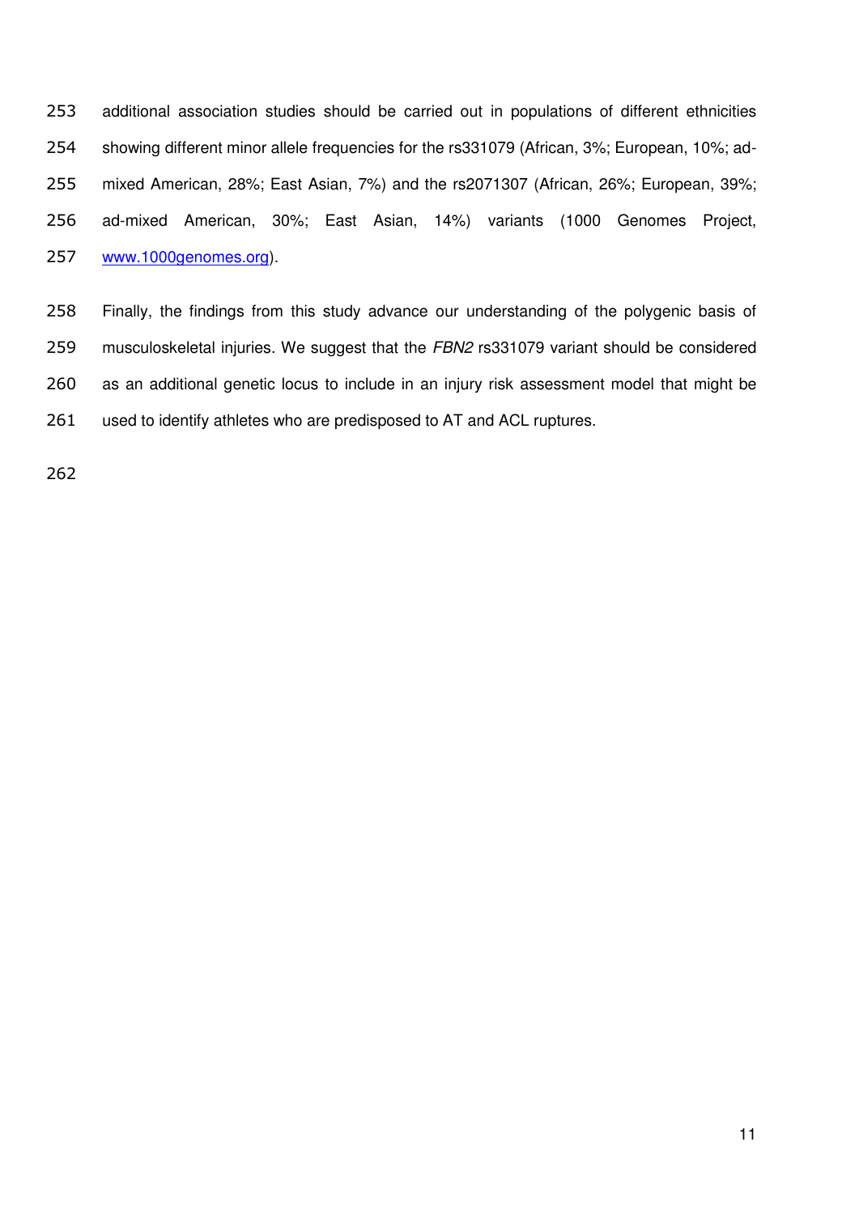additional association studies should be carried out in populations of different ethnicities showing different minor allele frequencies for the rs331079 (African, 3%; European, 10%; ad-mixed American, 28%; East Asian, 7%) and the rs2071307 (African, 26%; European, 39%; ad-mixed American, 30%; East Asian, 14%) variants (1000 Genomes Project, www.1000genomes.org).

Finally, the findings from this study advance our understanding of the polygenic basis of musculoskeletal injuries. We suggest that the *FBN2* rs331079 variant should be considered as an additional genetic locus to include in an injury risk assessment model that might be used to identify athletes who are predisposed to AT and ACL ruptures.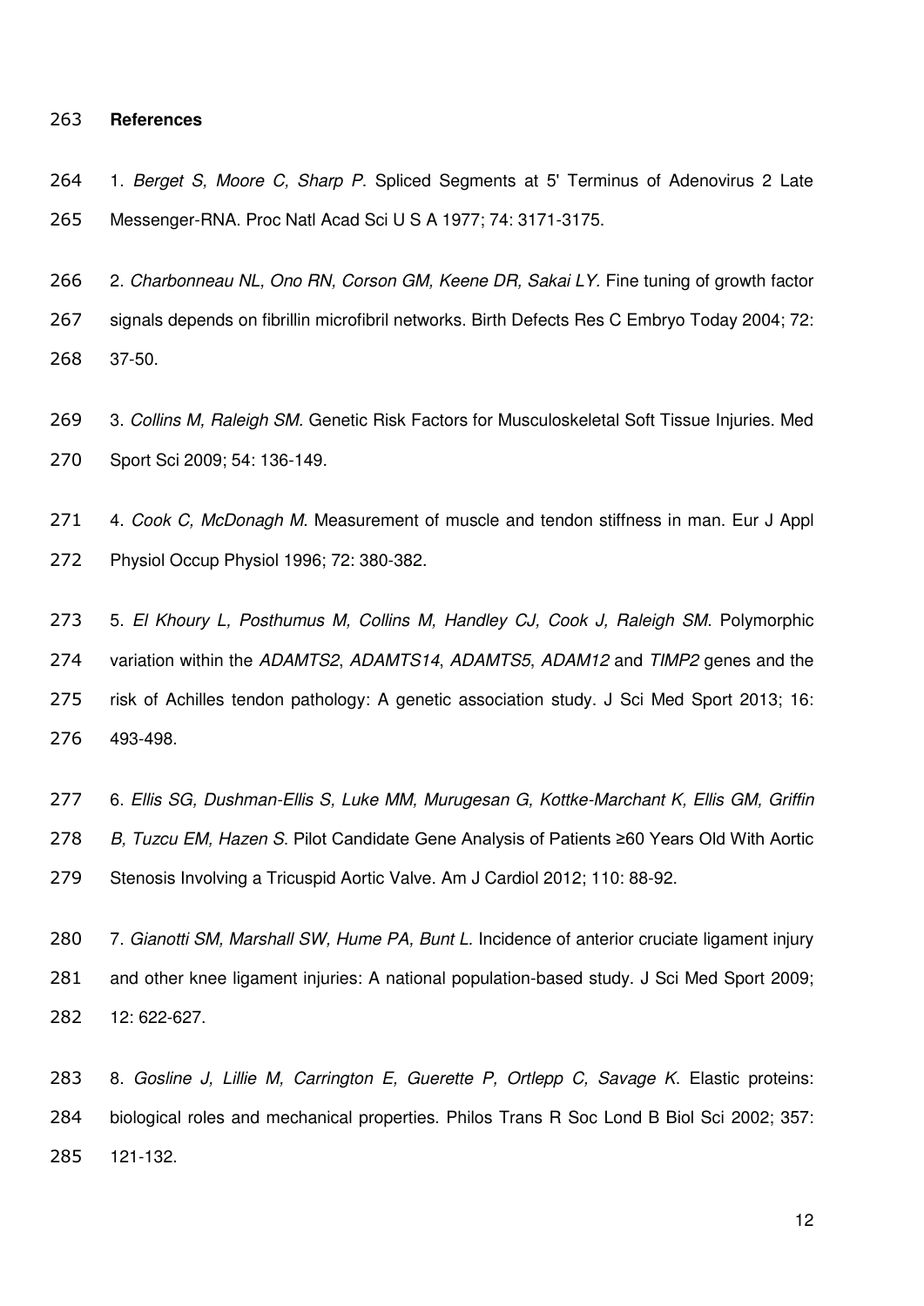## References

1. *Berget S, Moore C, Sharp P*. Spliced Segments at 5' Terminus of Adenovirus 2 Late Messenger-RNA. Proc Natl Acad Sci U S A 1977; 74: 3171-3175.

2. *Charbonneau NL, Ono RN, Corson GM, Keene DR, Sakai LY.* Fine tuning of growth factor signals depends on fibrillin microfibril networks. Birth Defects Res C Embryo Today 2004; 72: 37-50.

3. *Collins M, Raleigh SM.* Genetic Risk Factors for Musculoskeletal Soft Tissue Injuries. Med Sport Sci 2009; 54: 136-149.

4. *Cook C, McDonagh M.* Measurement of muscle and tendon stiffness in man. Eur J Appl Physiol Occup Physiol 1996; 72: 380-382.

5. *El Khoury L, Posthumus M, Collins M, Handley CJ, Cook J, Raleigh SM*. Polymorphic variation within the *ADAMTS2*, *ADAMTS14*, *ADAMTS5*, *ADAM12* and *TIMP2* genes and the risk of Achilles tendon pathology: A genetic association study. J Sci Med Sport 2013; 16: 493-498.

6. *Ellis SG, Dushman-Ellis S, Luke MM, Murugesan G, Kottke-Marchant K, Ellis GM, Griffin B, Tuzcu EM, Hazen S*. Pilot Candidate Gene Analysis of Patients ≥60 Years Old With Aortic Stenosis Involving a Tricuspid Aortic Valve. Am J Cardiol 2012; 110: 88-92.

7. *Gianotti SM, Marshall SW, Hume PA, Bunt L.* Incidence of anterior cruciate ligament injury and other knee ligament injuries: A national population-based study. J Sci Med Sport 2009; 12: 622-627.

8. *Gosline J, Lillie M, Carrington E, Guerette P, Ortlepp C, Savage K*. Elastic proteins: biological roles and mechanical properties. Philos Trans R Soc Lond B Biol Sci 2002; 357: 121-132.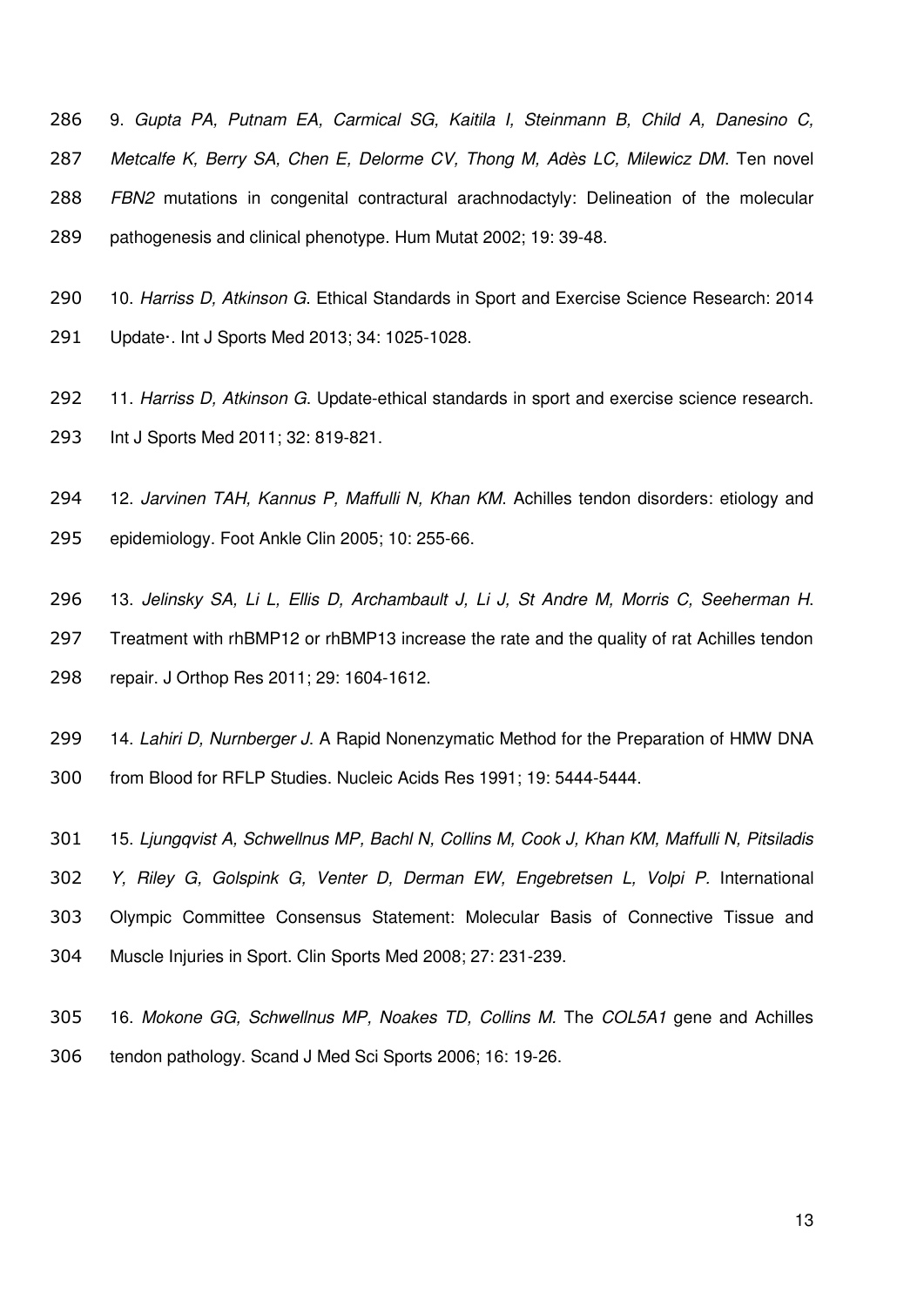9. *Gupta PA, Putnam EA, Carmical SG, Kaitila I, Steinmann B, Child A, Danesino C, Metcalfe K, Berry SA, Chen E, Delorme CV, Thong M, Adès LC, Milewicz DM*. Ten novel *FBN2* mutations in congenital contractural arachnodactyly: Delineation of the molecular pathogenesis and clinical phenotype. Hum Mutat 2002; 19: 39-48.

10. *Harriss D, Atkinson G*. Ethical Standards in Sport and Exercise Science Research: 2014 Update·. Int J Sports Med 2013; 34: 1025-1028.

11. *Harriss D, Atkinson G*. Update-ethical standards in sport and exercise science research. Int J Sports Med 2011; 32: 819-821.

12. *Jarvinen TAH, Kannus P, Maffulli N, Khan KM*. Achilles tendon disorders: etiology and epidemiology. Foot Ankle Clin 2005; 10: 255-66.

13. *Jelinsky SA, Li L, Ellis D, Archambault J, Li J, St Andre M, Morris C, Seeherman H*. Treatment with rhBMP12 or rhBMP13 increase the rate and the quality of rat Achilles tendon repair. J Orthop Res 2011; 29: 1604-1612.

14. *Lahiri D, Nurnberger J*. A Rapid Nonenzymatic Method for the Preparation of HMW DNA from Blood for RFLP Studies. Nucleic Acids Res 1991; 19: 5444-5444.

15. *Ljungqvist A, Schwellnus MP, Bachl N, Collins M, Cook J, Khan KM, Maffulli N, Pitsiladis Y, Riley G, Golspink G, Venter D, Derman EW, Engebretsen L, Volpi P.* International Olympic Committee Consensus Statement: Molecular Basis of Connective Tissue and Muscle Injuries in Sport. Clin Sports Med 2008; 27: 231-239.

16. *Mokone GG, Schwellnus MP, Noakes TD, Collins M.* The *COL5A1* gene and Achilles tendon pathology. Scand J Med Sci Sports 2006; 16: 19-26.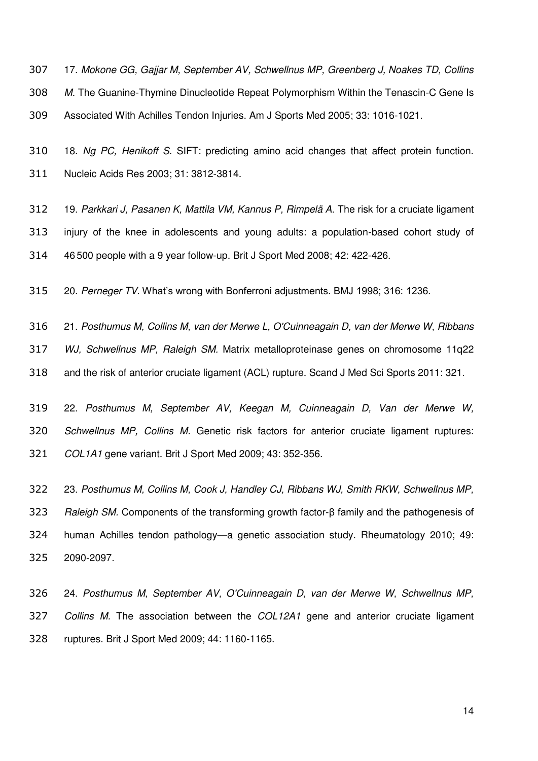17. *Mokone GG, Gajjar M, September AV, Schwellnus MP, Greenberg J, Noakes TD, Collins M.* The Guanine-Thymine Dinucleotide Repeat Polymorphism Within the Tenascin-C Gene Is Associated With Achilles Tendon Injuries. Am J Sports Med 2005; 33: 1016-1021.

18. *Ng PC, Henikoff S.* SIFT: predicting amino acid changes that affect protein function. Nucleic Acids Res 2003; 31: 3812-3814.

19. *Parkkari J, Pasanen K, Mattila VM, Kannus P, Rimpelä A.* The risk for a cruciate ligament injury of the knee in adolescents and young adults: a population-based cohort study of 46 500 people with a 9 year follow-up. Brit J Sport Med 2008; 42: 422-426.

20. *Perneger TV.* What's wrong with Bonferroni adjustments. BMJ 1998; 316: 1236.

21. *Posthumus M, Collins M, van der Merwe L, O'Cuinneagain D, van der Merwe W, Ribbans WJ, Schwellnus MP, Raleigh SM.* Matrix metalloproteinase genes on chromosome 11q22 and the risk of anterior cruciate ligament (ACL) rupture. Scand J Med Sci Sports 2011: 321.

22. *Posthumus M, September AV, Keegan M, Cuinneagain D, Van der Merwe W, Schwellnus MP, Collins M.* Genetic risk factors for anterior cruciate ligament ruptures: *COL1A1* gene variant. Brit J Sport Med 2009; 43: 352-356.

23. *Posthumus M, Collins M, Cook J, Handley CJ, Ribbans WJ, Smith RKW, Schwellnus MP, Raleigh SM.* Components of the transforming growth factor-β family and the pathogenesis of human Achilles tendon pathology—a genetic association study. Rheumatology 2010; 49: 2090-2097.

24. *Posthumus M, September AV, O'Cuinneagain D, van der Merwe W, Schwellnus MP, Collins M.* The association between the *COL12A1* gene and anterior cruciate ligament ruptures. Brit J Sport Med 2009; 44: 1160-1165.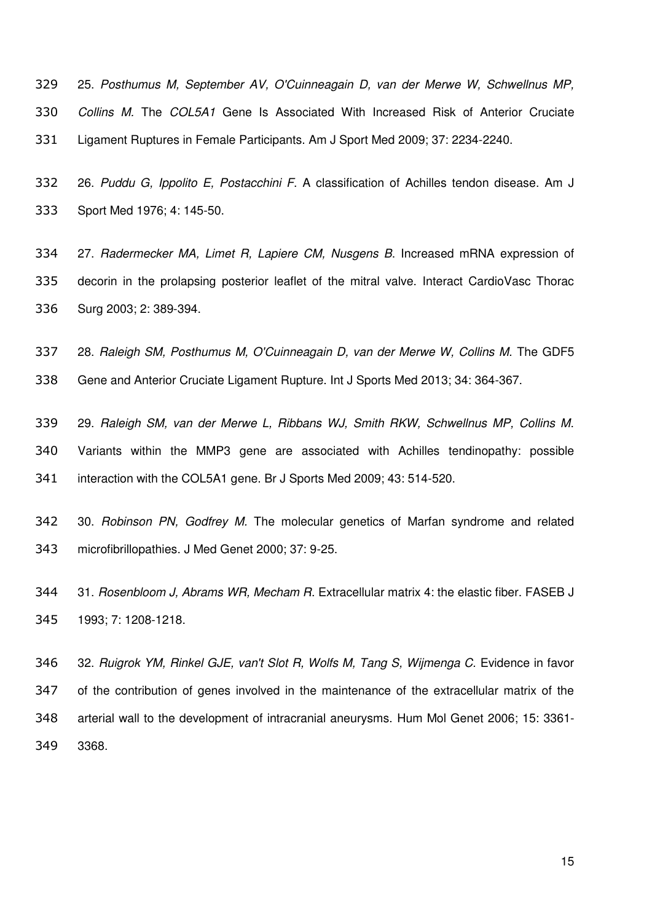25. *Posthumus M, September AV, O'Cuinneagain D, van der Merwe W, Schwellnus MP, Collins M.* The *COL5A1* Gene Is Associated With Increased Risk of Anterior Cruciate Ligament Ruptures in Female Participants. Am J Sport Med 2009; 37: 2234-2240.

26. *Puddu G, Ippolito E, Postacchini F.* A classification of Achilles tendon disease. Am J Sport Med 1976; 4: 145-50.

27. *Radermecker MA, Limet R, Lapiere CM, Nusgens B.* Increased mRNA expression of decorin in the prolapsing posterior leaflet of the mitral valve. Interact CardioVasc Thorac Surg 2003; 2: 389-394.

28. *Raleigh SM, Posthumus M, O'Cuinneagain D, van der Merwe W, Collins M.* The GDF5 Gene and Anterior Cruciate Ligament Rupture. Int J Sports Med 2013; 34: 364-367.

29. *Raleigh SM, van der Merwe L, Ribbans WJ, Smith RKW, Schwellnus MP, Collins M.* Variants within the MMP3 gene are associated with Achilles tendinopathy: possible interaction with the COL5A1 gene. Br J Sports Med 2009; 43: 514-520.

30. *Robinson PN, Godfrey M.* The molecular genetics of Marfan syndrome and related microfibrillopathies. J Med Genet 2000; 37: 9-25.

31. *Rosenbloom J, Abrams WR, Mecham R.* Extracellular matrix 4: the elastic fiber. FASEB J 1993; 7: 1208-1218.

32. *Ruigrok YM, Rinkel GJE, van't Slot R, Wolfs M, Tang S, Wijmenga C.* Evidence in favor of the contribution of genes involved in the maintenance of the extracellular matrix of the arterial wall to the development of intracranial aneurysms. Hum Mol Genet 2006; 15: 3361-3368.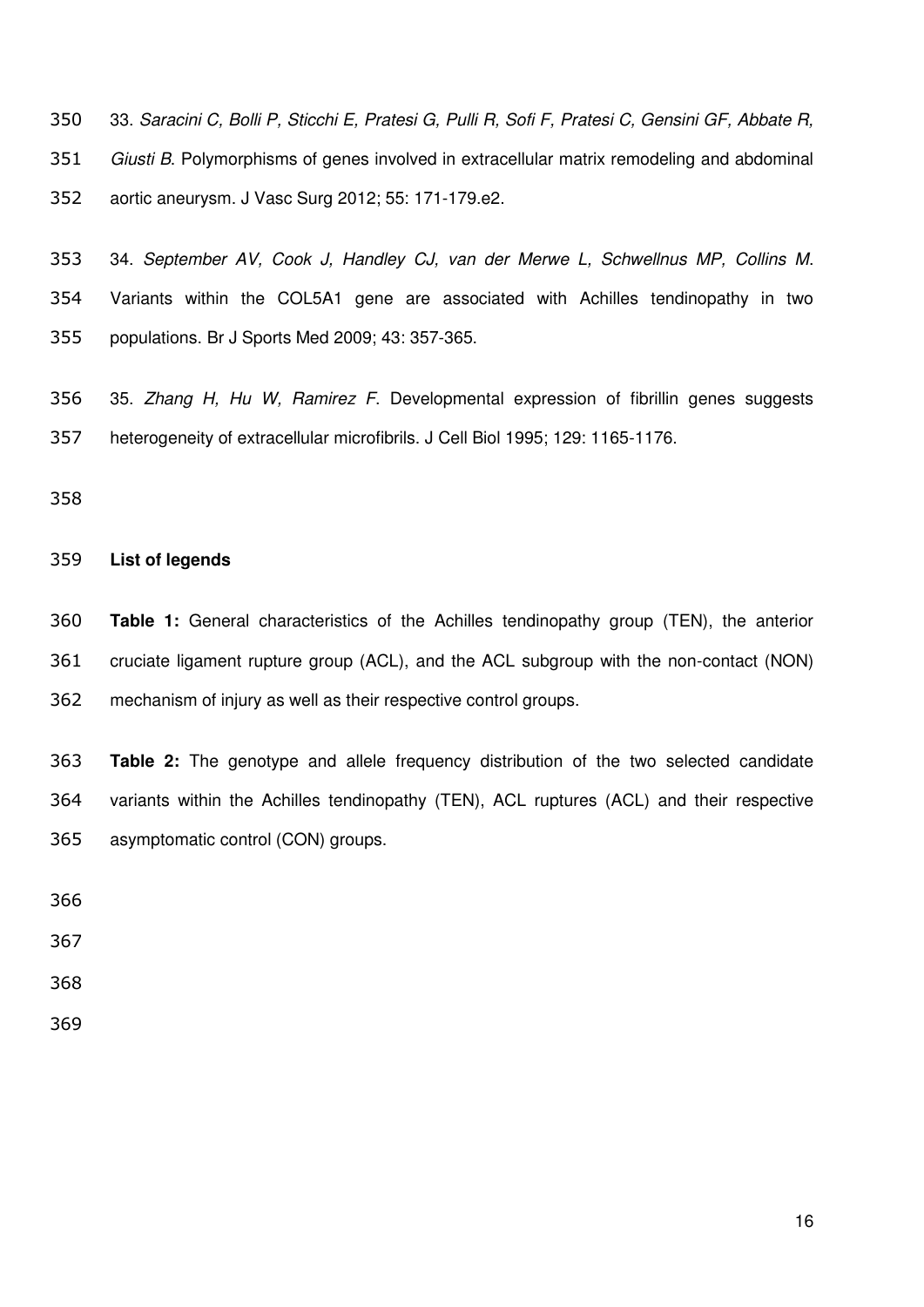33. *Saracini C, Bolli P, Sticchi E, Pratesi G, Pulli R, Sofi F, Pratesi C, Gensini GF, Abbate R, Giusti B*. Polymorphisms of genes involved in extracellular matrix remodeling and abdominal aortic aneurysm. J Vasc Surg 2012; 55: 171-179.e2.

34. *September AV, Cook J, Handley CJ, van der Merwe L, Schwellnus MP, Collins M*. Variants within the COL5A1 gene are associated with Achilles tendinopathy in two populations. Br J Sports Med 2009; 43: 357-365.

35. *Zhang H, Hu W, Ramirez F*. Developmental expression of fibrillin genes suggests heterogeneity of extracellular microfibrils. J Cell Biol 1995; 129: 1165-1176.

**List of legends**

**Table 1:** General characteristics of the Achilles tendinopathy group (TEN), the anterior cruciate ligament rupture group (ACL), and the ACL subgroup with the non-contact (NON) mechanism of injury as well as their respective control groups.

**Table 2:** The genotype and allele frequency distribution of the two selected candidate variants within the Achilles tendinopathy (TEN), ACL ruptures (ACL) and their respective asymptomatic control (CON) groups.